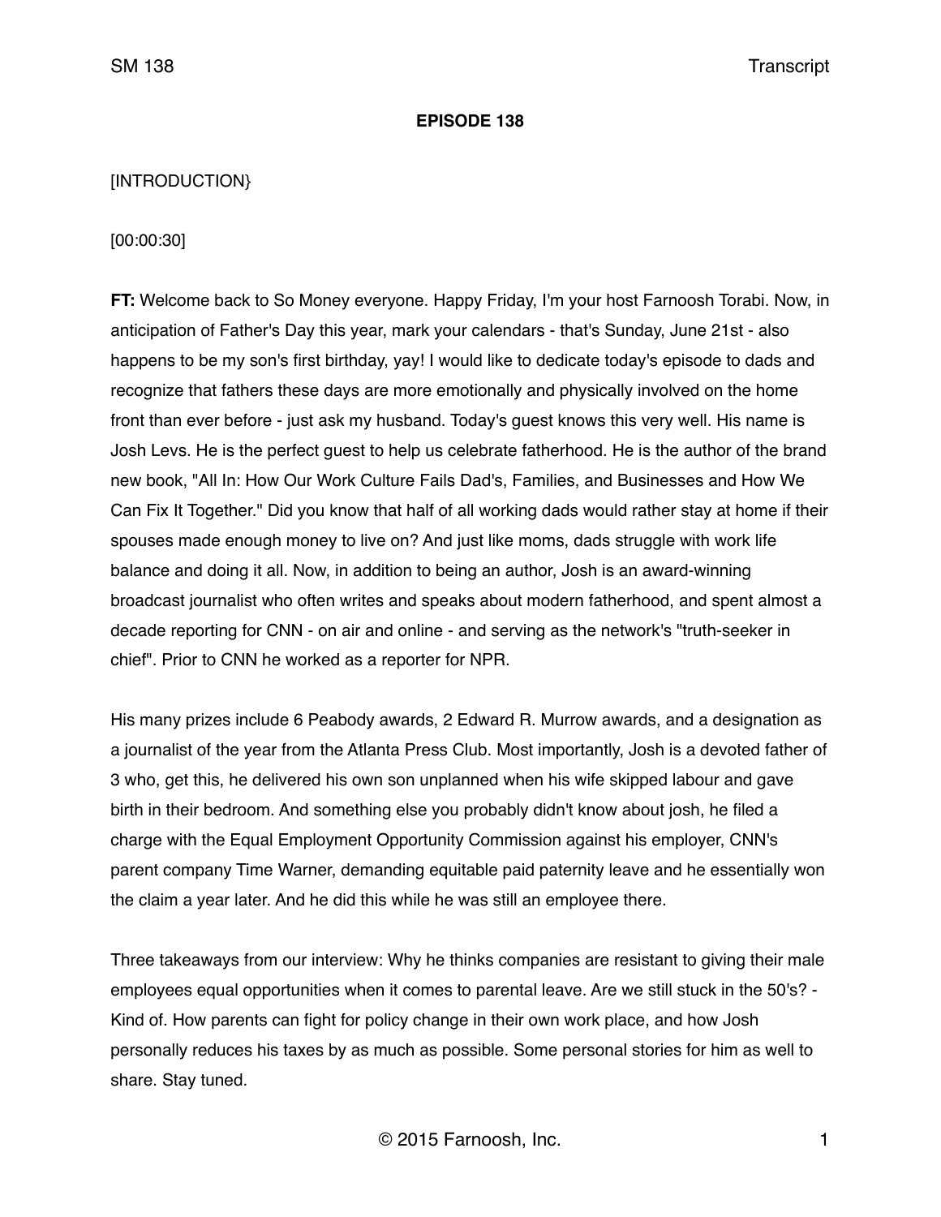**EPISODE 138**

[INTRODUCTION}

[00:00:30]

**FT:** Welcome back to So Money everyone. Happy Friday, I'm your host Farnoosh Torabi. Now, in anticipation of Father's Day this year, mark your calendars - that's Sunday, June 21st - also happens to be my son's first birthday, yay! I would like to dedicate today's episode to dads and recognize that fathers these days are more emotionally and physically involved on the home front than ever before - just ask my husband. Today's guest knows this very well. His name is Josh Levs. He is the perfect guest to help us celebrate fatherhood. He is the author of the brand new book, "All In: How Our Work Culture Fails Dad's, Families, and Businesses and How We Can Fix It Together." Did you know that half of all working dads would rather stay at home if their spouses made enough money to live on? And just like moms, dads struggle with work life balance and doing it all. Now, in addition to being an author, Josh is an award-winning broadcast journalist who often writes and speaks about modern fatherhood, and spent almost a decade reporting for CNN - on air and online - and serving as the network's "truth-seeker in chief". Prior to CNN he worked as a reporter for NPR.

His many prizes include 6 Peabody awards, 2 Edward R. Murrow awards, and a designation as a journalist of the year from the Atlanta Press Club. Most importantly, Josh is a devoted father of 3 who, get this, he delivered his own son unplanned when his wife skipped labour and gave birth in their bedroom. And something else you probably didn't know about josh, he filed a charge with the Equal Employment Opportunity Commission against his employer, CNN's parent company Time Warner, demanding equitable paid paternity leave and he essentially won the claim a year later. And he did this while he was still an employee there.

Three takeaways from our interview: Why he thinks companies are resistant to giving their male employees equal opportunities when it comes to parental leave. Are we still stuck in the 50's? - Kind of. How parents can fight for policy change in their own work place, and how Josh personally reduces his taxes by as much as possible. Some personal stories for him as well to share. Stay tuned.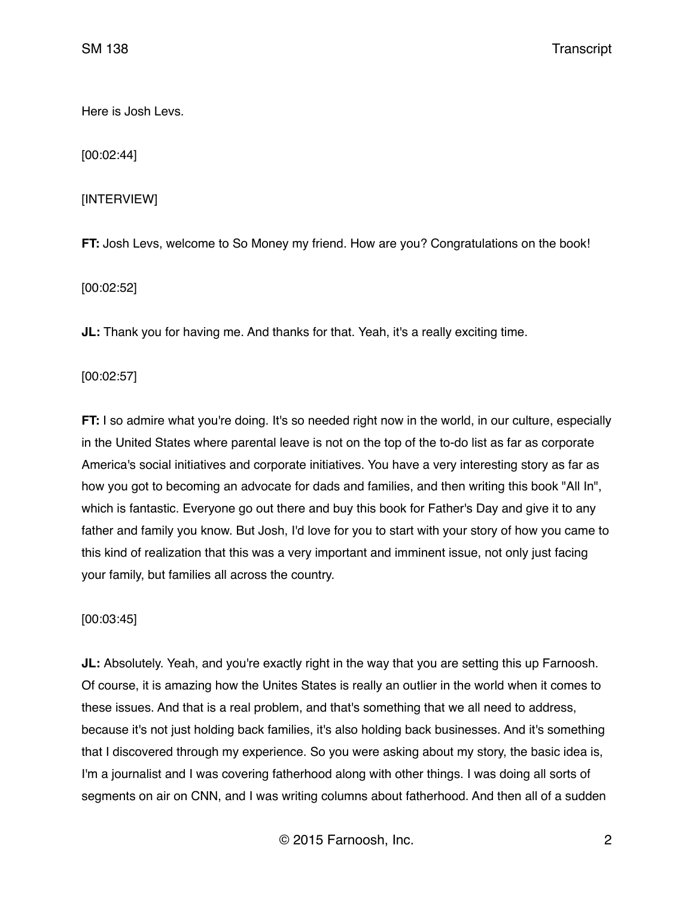Here is Josh Levs.

[00:02:44]

[INTERVIEW]

**FT:** Josh Levs, welcome to So Money my friend. How are you? Congratulations on the book!

[00:02:52]

**JL:** Thank you for having me. And thanks for that. Yeah, it's a really exciting time.

[00:02:57]

**FT:** I so admire what you're doing. It's so needed right now in the world, in our culture, especially in the United States where parental leave is not on the top of the to-do list as far as corporate America's social initiatives and corporate initiatives. You have a very interesting story as far as how you got to becoming an advocate for dads and families, and then writing this book "All In", which is fantastic. Everyone go out there and buy this book for Father's Day and give it to any father and family you know. But Josh, I'd love for you to start with your story of how you came to this kind of realization that this was a very important and imminent issue, not only just facing your family, but families all across the country.

[00:03:45]

**JL:** Absolutely. Yeah, and you're exactly right in the way that you are setting this up Farnoosh. Of course, it is amazing how the Unites States is really an outlier in the world when it comes to these issues. And that is a real problem, and that's something that we all need to address, because it's not just holding back families, it's also holding back businesses. And it's something that I discovered through my experience. So you were asking about my story, the basic idea is, I'm a journalist and I was covering fatherhood along with other things. I was doing all sorts of segments on air on CNN, and I was writing columns about fatherhood. And then all of a sudden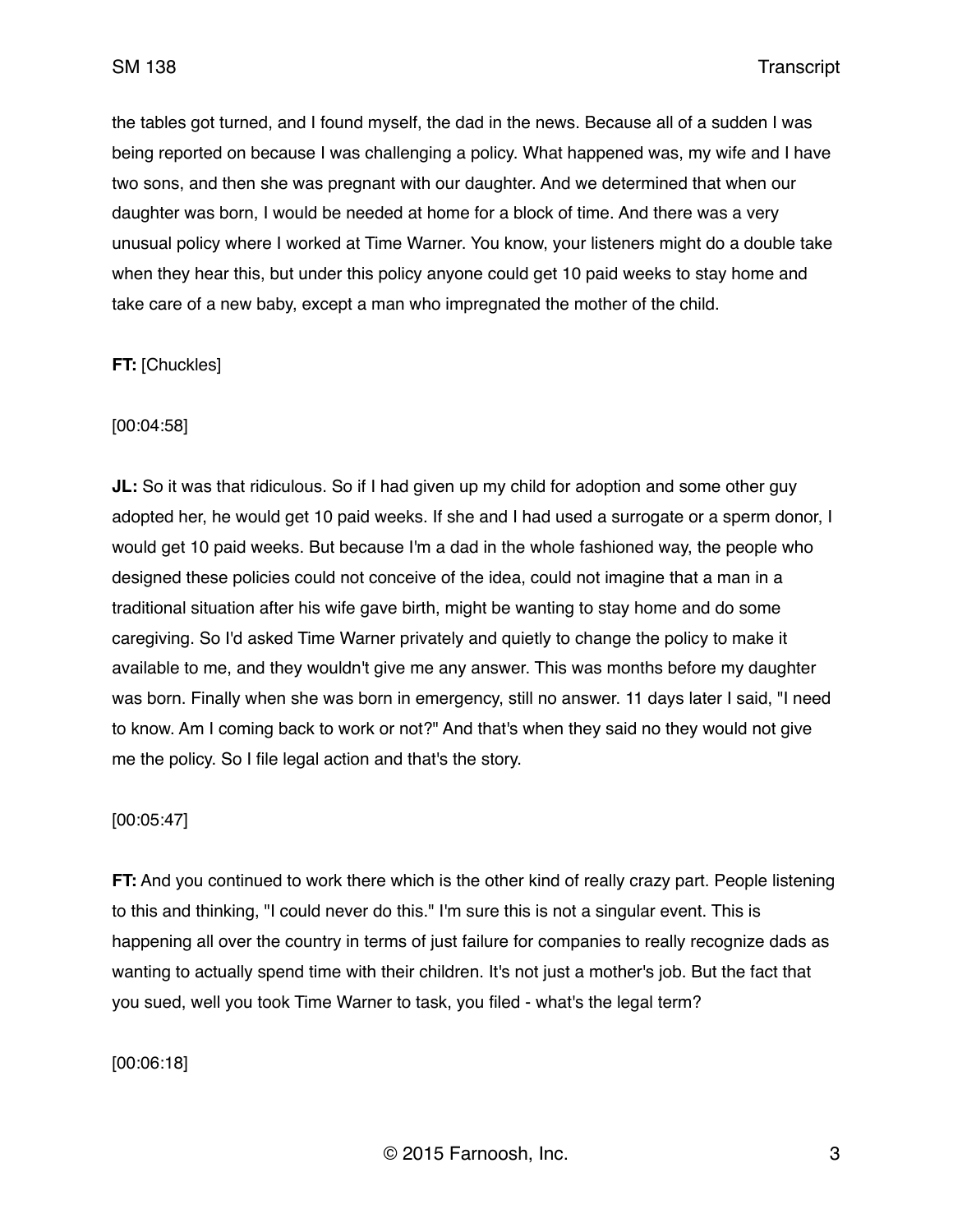the tables got turned, and I found myself, the dad in the news. Because all of a sudden I was being reported on because I was challenging a policy. What happened was, my wife and I have two sons, and then she was pregnant with our daughter. And we determined that when our daughter was born, I would be needed at home for a block of time. And there was a very unusual policy where I worked at Time Warner. You know, your listeners might do a double take when they hear this, but under this policy anyone could get 10 paid weeks to stay home and take care of a new baby, except a man who impregnated the mother of the child.

**FT:** [Chuckles]

[00:04:58]

**JL:** So it was that ridiculous. So if I had given up my child for adoption and some other guy adopted her, he would get 10 paid weeks. If she and I had used a surrogate or a sperm donor, I would get 10 paid weeks. But because I'm a dad in the whole fashioned way, the people who designed these policies could not conceive of the idea, could not imagine that a man in a traditional situation after his wife gave birth, might be wanting to stay home and do some caregiving. So I'd asked Time Warner privately and quietly to change the policy to make it available to me, and they wouldn't give me any answer. This was months before my daughter was born. Finally when she was born in emergency, still no answer. 11 days later I said, "I need to know. Am I coming back to work or not?" And that's when they said no they would not give me the policy. So I file legal action and that's the story.

[00:05:47]

**FT:** And you continued to work there which is the other kind of really crazy part. People listening to this and thinking, "I could never do this." I'm sure this is not a singular event. This is happening all over the country in terms of just failure for companies to really recognize dads as wanting to actually spend time with their children. It's not just a mother's job. But the fact that you sued, well you took Time Warner to task, you filed - what's the legal term?

[00:06:18]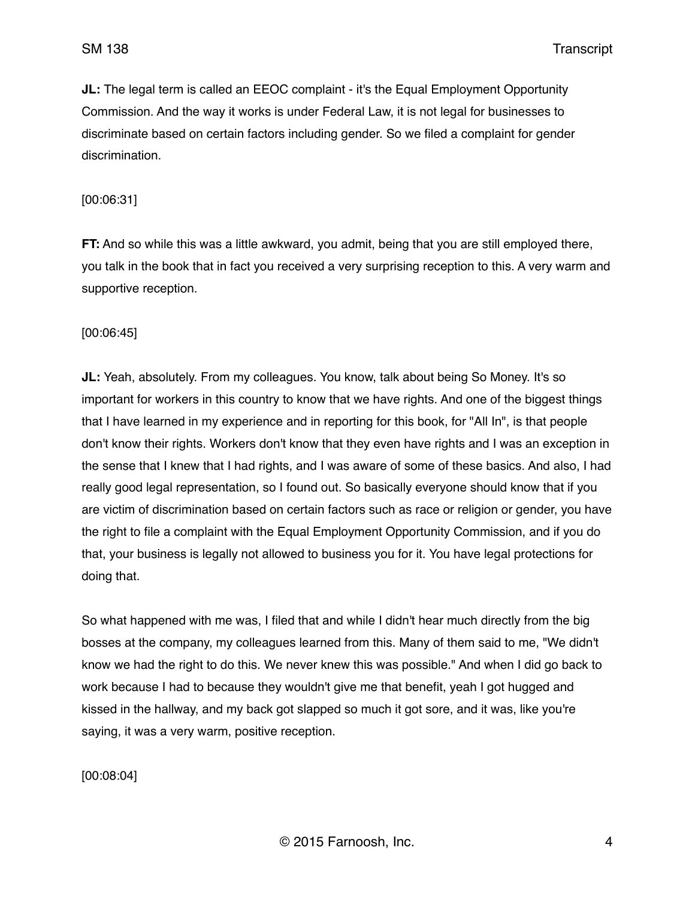**JL:** The legal term is called an EEOC complaint - it's the Equal Employment Opportunity Commission. And the way it works is under Federal Law, it is not legal for businesses to discriminate based on certain factors including gender. So we filed a complaint for gender discrimination.

[00:06:31]

**FT:** And so while this was a little awkward, you admit, being that you are still employed there, you talk in the book that in fact you received a very surprising reception to this. A very warm and supportive reception.

[00:06:45]

**JL:** Yeah, absolutely. From my colleagues. You know, talk about being So Money. It's so important for workers in this country to know that we have rights. And one of the biggest things that I have learned in my experience and in reporting for this book, for "All In", is that people don't know their rights. Workers don't know that they even have rights and I was an exception in the sense that I knew that I had rights, and I was aware of some of these basics. And also, I had really good legal representation, so I found out. So basically everyone should know that if you are victim of discrimination based on certain factors such as race or religion or gender, you have the right to file a complaint with the Equal Employment Opportunity Commission, and if you do that, your business is legally not allowed to business you for it. You have legal protections for doing that.

So what happened with me was, I filed that and while I didn't hear much directly from the big bosses at the company, my colleagues learned from this. Many of them said to me, "We didn't know we had the right to do this. We never knew this was possible." And when I did go back to work because I had to because they wouldn't give me that benefit, yeah I got hugged and kissed in the hallway, and my back got slapped so much it got sore, and it was, like you're saying, it was a very warm, positive reception.

[00:08:04]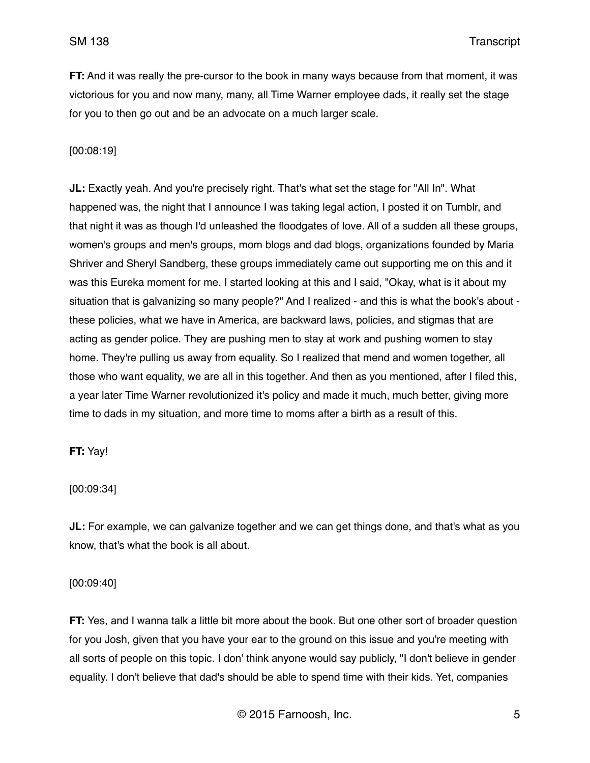**FT:** And it was really the pre-cursor to the book in many ways because from that moment, it was victorious for you and now many, many, all Time Warner employee dads, it really set the stage for you to then go out and be an advocate on a much larger scale.

[00:08:19]

**JL:** Exactly yeah. And you're precisely right. That's what set the stage for "All In". What happened was, the night that I announce I was taking legal action, I posted it on Tumblr, and that night it was as though I'd unleashed the floodgates of love. All of a sudden all these groups, women's groups and men's groups, mom blogs and dad blogs, organizations founded by Maria Shriver and Sheryl Sandberg, these groups immediately came out supporting me on this and it was this Eureka moment for me. I started looking at this and I said, "Okay, what is it about my situation that is galvanizing so many people?" And I realized - and this is what the book's about - these policies, what we have in America, are backward laws, policies, and stigmas that are acting as gender police. They are pushing men to stay at work and pushing women to stay home. They're pulling us away from equality. So I realized that mend and women together, all those who want equality, we are all in this together. And then as you mentioned, after I filed this, a year later Time Warner revolutionized it's policy and made it much, much better, giving more time to dads in my situation, and more time to moms after a birth as a result of this.

**FT:** Yay!

[00:09:34]

**JL:** For example, we can galvanize together and we can get things done, and that's what as you know, that's what the book is all about.

[00:09:40]

**FT:** Yes, and I wanna talk a little bit more about the book. But one other sort of broader question for you Josh, given that you have your ear to the ground on this issue and you're meeting with all sorts of people on this topic. I don' think anyone would say publicly, "I don't believe in gender equality. I don't believe that dad's should be able to spend time with their kids. Yet, companies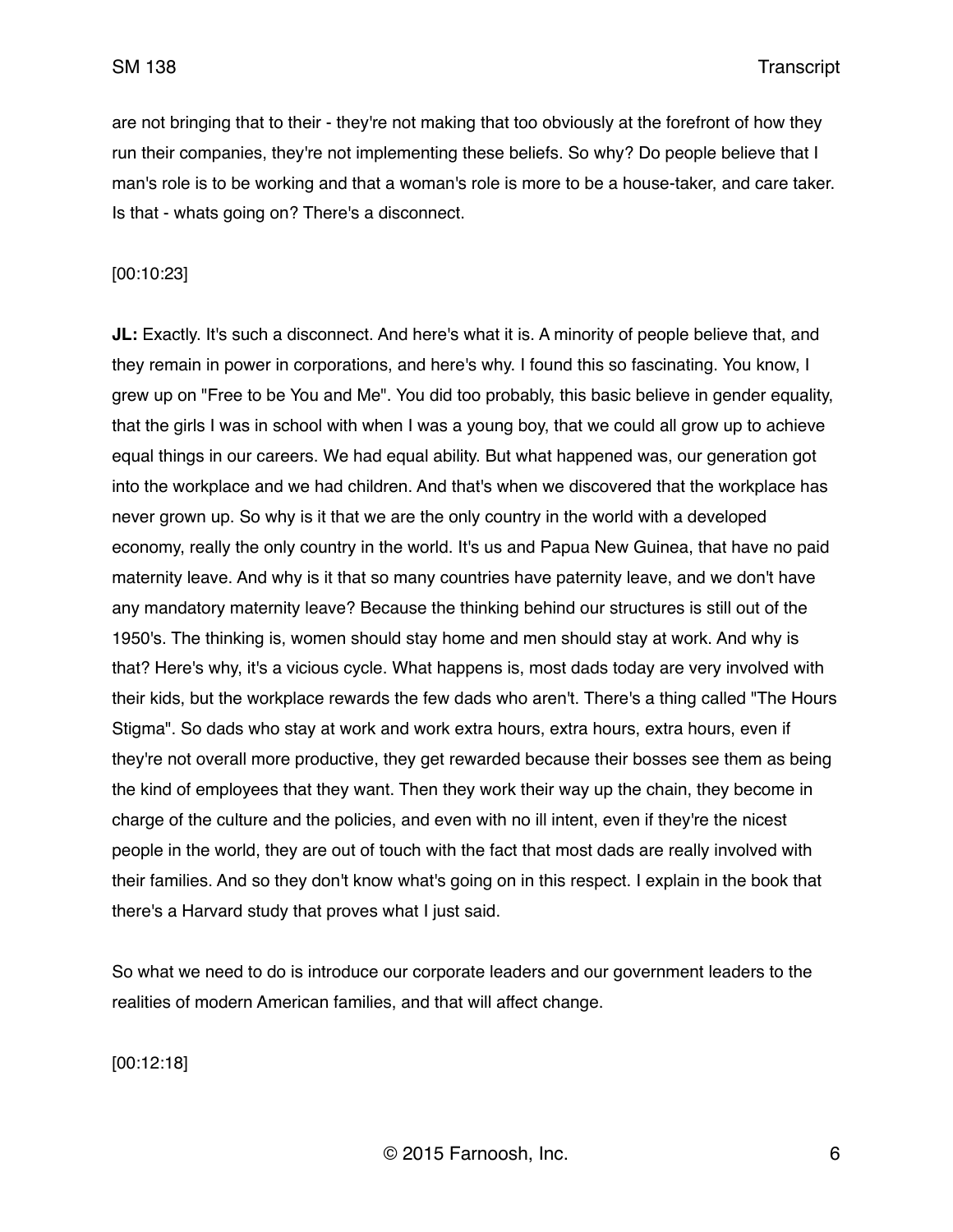are not bringing that to their - they're not making that too obviously at the forefront of how they run their companies, they're not implementing these beliefs. So why? Do people believe that I man's role is to be working and that a woman's role is more to be a house-taker, and care taker. Is that - whats going on? There's a disconnect.

[00:10:23]

**JL:** Exactly. It's such a disconnect. And here's what it is. A minority of people believe that, and they remain in power in corporations, and here's why. I found this so fascinating. You know, I grew up on "Free to be You and Me". You did too probably, this basic believe in gender equality, that the girls I was in school with when I was a young boy, that we could all grow up to achieve equal things in our careers. We had equal ability. But what happened was, our generation got into the workplace and we had children. And that's when we discovered that the workplace has never grown up. So why is it that we are the only country in the world with a developed economy, really the only country in the world. It's us and Papua New Guinea, that have no paid maternity leave. And why is it that so many countries have paternity leave, and we don't have any mandatory maternity leave? Because the thinking behind our structures is still out of the 1950's. The thinking is, women should stay home and men should stay at work. And why is that? Here's why, it's a vicious cycle. What happens is, most dads today are very involved with their kids, but the workplace rewards the few dads who aren't. There's a thing called "The Hours Stigma". So dads who stay at work and work extra hours, extra hours, extra hours, even if they're not overall more productive, they get rewarded because their bosses see them as being the kind of employees that they want. Then they work their way up the chain, they become in charge of the culture and the policies, and even with no ill intent, even if they're the nicest people in the world, they are out of touch with the fact that most dads are really involved with their families. And so they don't know what's going on in this respect. I explain in the book that there's a Harvard study that proves what I just said.

So what we need to do is introduce our corporate leaders and our government leaders to the realities of modern American families, and that will affect change.

[00:12:18]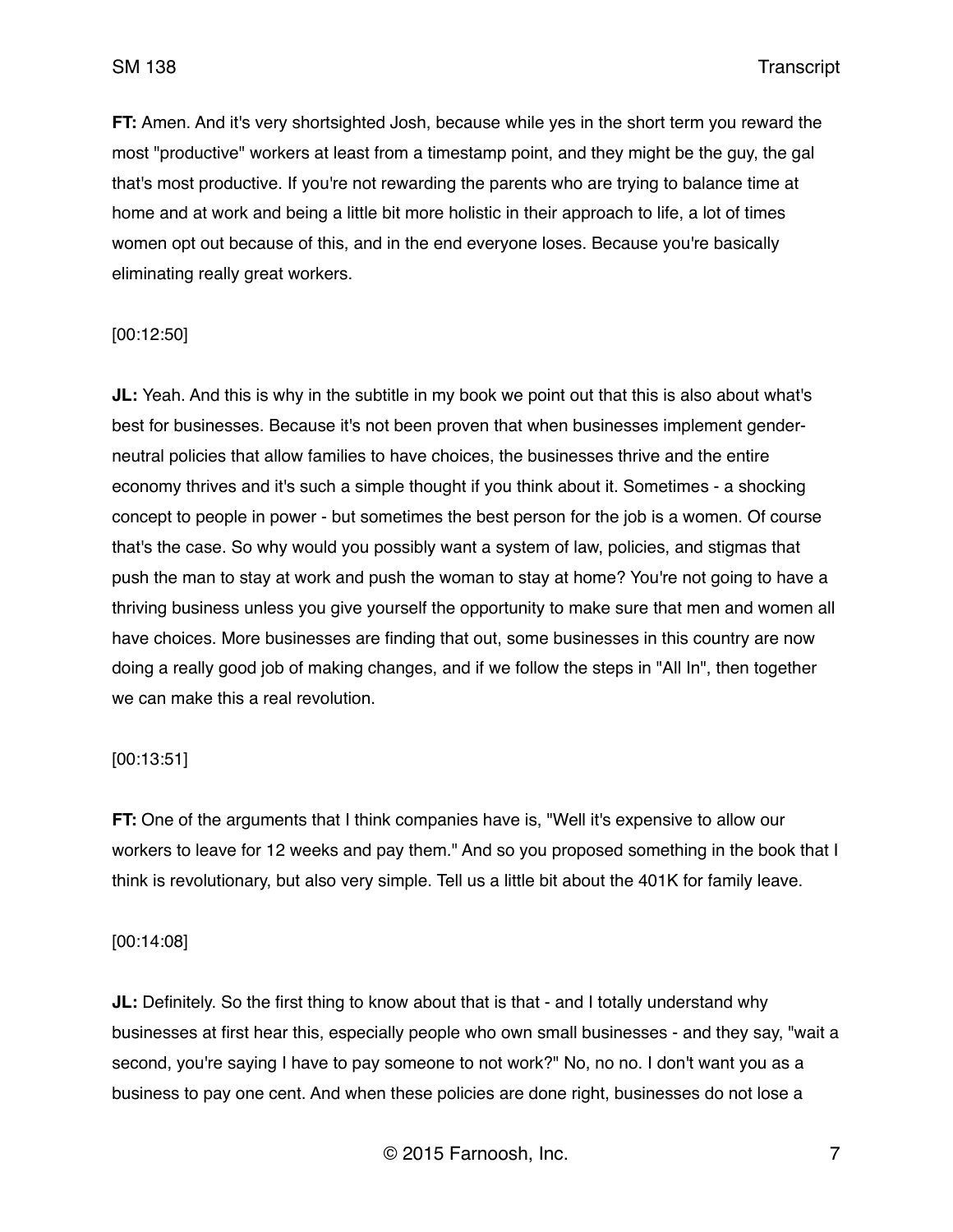**FT:** Amen. And it's very shortsighted Josh, because while yes in the short term you reward the most "productive" workers at least from a timestamp point, and they might be the guy, the gal that's most productive. If you're not rewarding the parents who are trying to balance time at home and at work and being a little bit more holistic in their approach to life, a lot of times women opt out because of this, and in the end everyone loses. Because you're basically eliminating really great workers.

[00:12:50]

**JL:** Yeah. And this is why in the subtitle in my book we point out that this is also about what's best for businesses. Because it's not been proven that when businesses implement gender-neutral policies that allow families to have choices, the businesses thrive and the entire economy thrives and it's such a simple thought if you think about it. Sometimes - a shocking concept to people in power - but sometimes the best person for the job is a women. Of course that's the case. So why would you possibly want a system of law, policies, and stigmas that push the man to stay at work and push the woman to stay at home? You're not going to have a thriving business unless you give yourself the opportunity to make sure that men and women all have choices. More businesses are finding that out, some businesses in this country are now doing a really good job of making changes, and if we follow the steps in "All In", then together we can make this a real revolution.

[00:13:51]

**FT:** One of the arguments that I think companies have is, "Well it's expensive to allow our workers to leave for 12 weeks and pay them." And so you proposed something in the book that I think is revolutionary, but also very simple. Tell us a little bit about the 401K for family leave.

[00:14:08]

**JL:** Definitely. So the first thing to know about that is that - and I totally understand why businesses at first hear this, especially people who own small businesses - and they say, "wait a second, you're saying I have to pay someone to not work?" No, no no. I don't want you as a business to pay one cent. And when these policies are done right, businesses do not lose a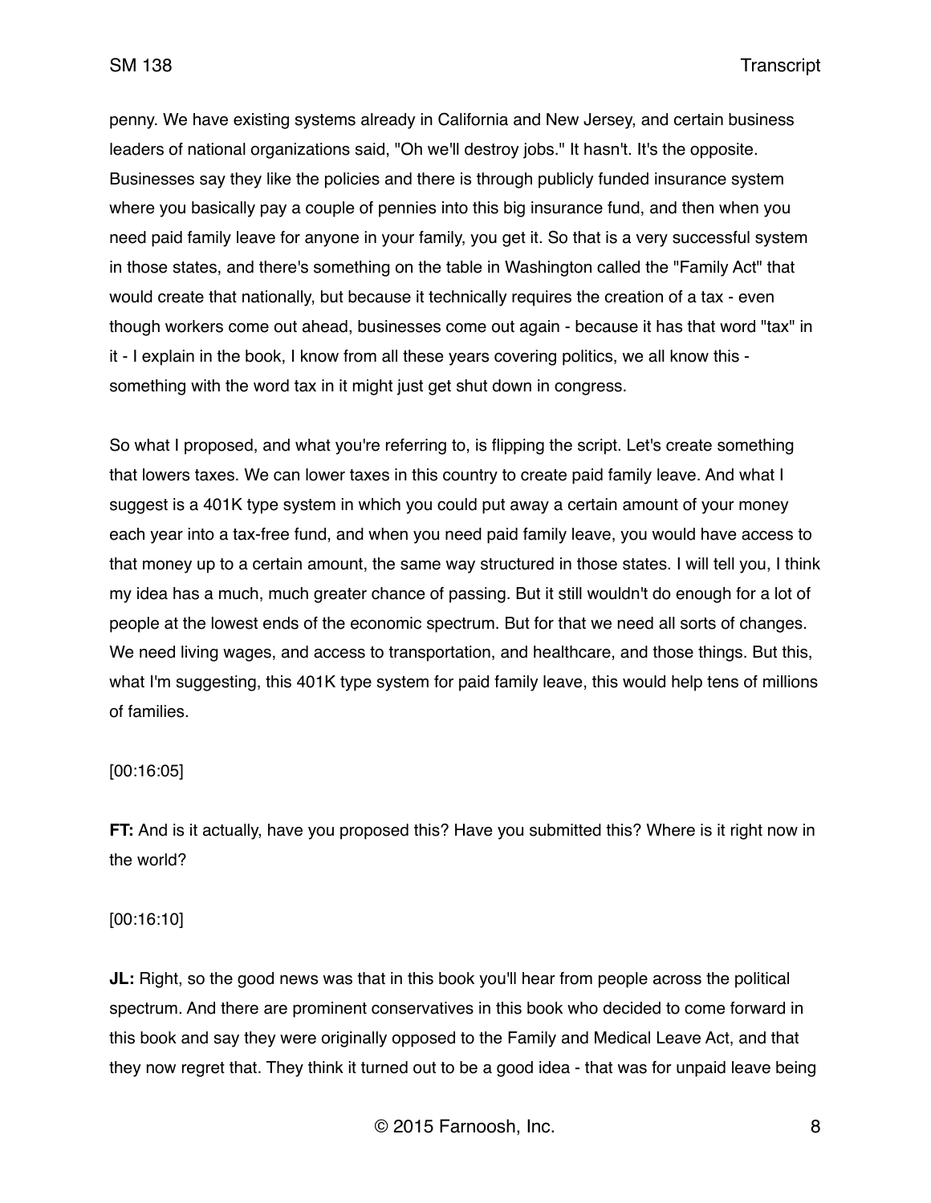penny. We have existing systems already in California and New Jersey, and certain business leaders of national organizations said, "Oh we'll destroy jobs." It hasn't. It's the opposite. Businesses say they like the policies and there is through publicly funded insurance system where you basically pay a couple of pennies into this big insurance fund, and then when you need paid family leave for anyone in your family, you get it. So that is a very successful system in those states, and there's something on the table in Washington called the "Family Act" that would create that nationally, but because it technically requires the creation of a tax - even though workers come out ahead, businesses come out again - because it has that word "tax" in it - I explain in the book, I know from all these years covering politics, we all know this - something with the word tax in it might just get shut down in congress.

So what I proposed, and what you're referring to, is flipping the script. Let's create something that lowers taxes. We can lower taxes in this country to create paid family leave. And what I suggest is a 401K type system in which you could put away a certain amount of your money each year into a tax-free fund, and when you need paid family leave, you would have access to that money up to a certain amount, the same way structured in those states. I will tell you, I think my idea has a much, much greater chance of passing. But it still wouldn't do enough for a lot of people at the lowest ends of the economic spectrum. But for that we need all sorts of changes. We need living wages, and access to transportation, and healthcare, and those things. But this, what I'm suggesting, this 401K type system for paid family leave, this would help tens of millions of families.

[00:16:05]

**FT:** And is it actually, have you proposed this? Have you submitted this? Where is it right now in the world?

[00:16:10]

**JL:** Right, so the good news was that in this book you'll hear from people across the political spectrum. And there are prominent conservatives in this book who decided to come forward in this book and say they were originally opposed to the Family and Medical Leave Act, and that they now regret that. They think it turned out to be a good idea - that was for unpaid leave being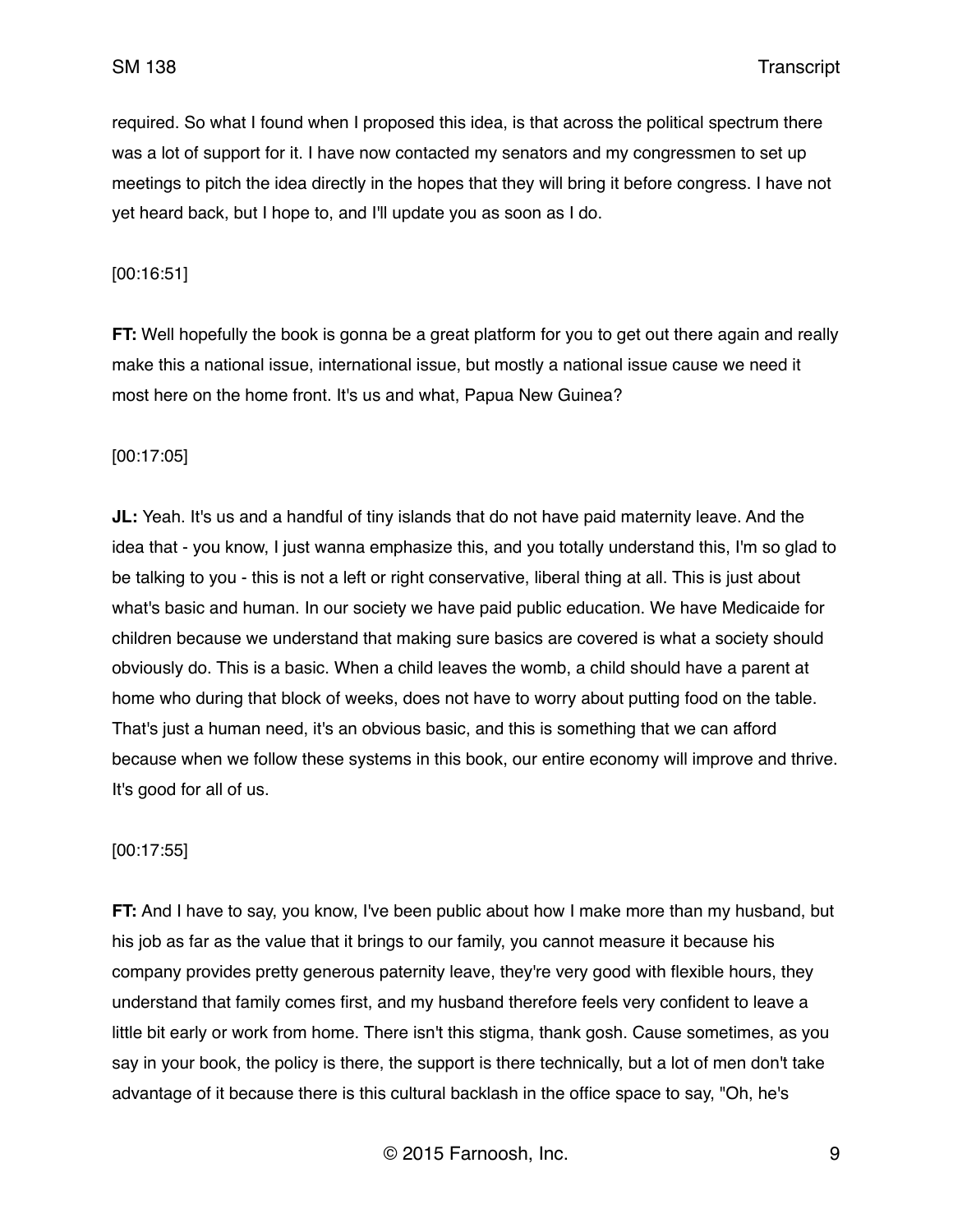required. So what I found when I proposed this idea, is that across the political spectrum there was a lot of support for it. I have now contacted my senators and my congressmen to set up meetings to pitch the idea directly in the hopes that they will bring it before congress. I have not yet heard back, but I hope to, and I'll update you as soon as I do.

[00:16:51]

**FT:** Well hopefully the book is gonna be a great platform for you to get out there again and really make this a national issue, international issue, but mostly a national issue cause we need it most here on the home front. It's us and what, Papua New Guinea?

[00:17:05]

**JL:** Yeah. It's us and a handful of tiny islands that do not have paid maternity leave. And the idea that - you know, I just wanna emphasize this, and you totally understand this, I'm so glad to be talking to you - this is not a left or right conservative, liberal thing at all. This is just about what's basic and human. In our society we have paid public education. We have Medicaide for children because we understand that making sure basics are covered is what a society should obviously do. This is a basic. When a child leaves the womb, a child should have a parent at home who during that block of weeks, does not have to worry about putting food on the table. That's just a human need, it's an obvious basic, and this is something that we can afford because when we follow these systems in this book, our entire economy will improve and thrive. It's good for all of us.

[00:17:55]

**FT:** And I have to say, you know, I've been public about how I make more than my husband, but his job as far as the value that it brings to our family, you cannot measure it because his company provides pretty generous paternity leave, they're very good with flexible hours, they understand that family comes first, and my husband therefore feels very confident to leave a little bit early or work from home. There isn't this stigma, thank gosh. Cause sometimes, as you say in your book, the policy is there, the support is there technically, but a lot of men don't take advantage of it because there is this cultural backlash in the office space to say, "Oh, he's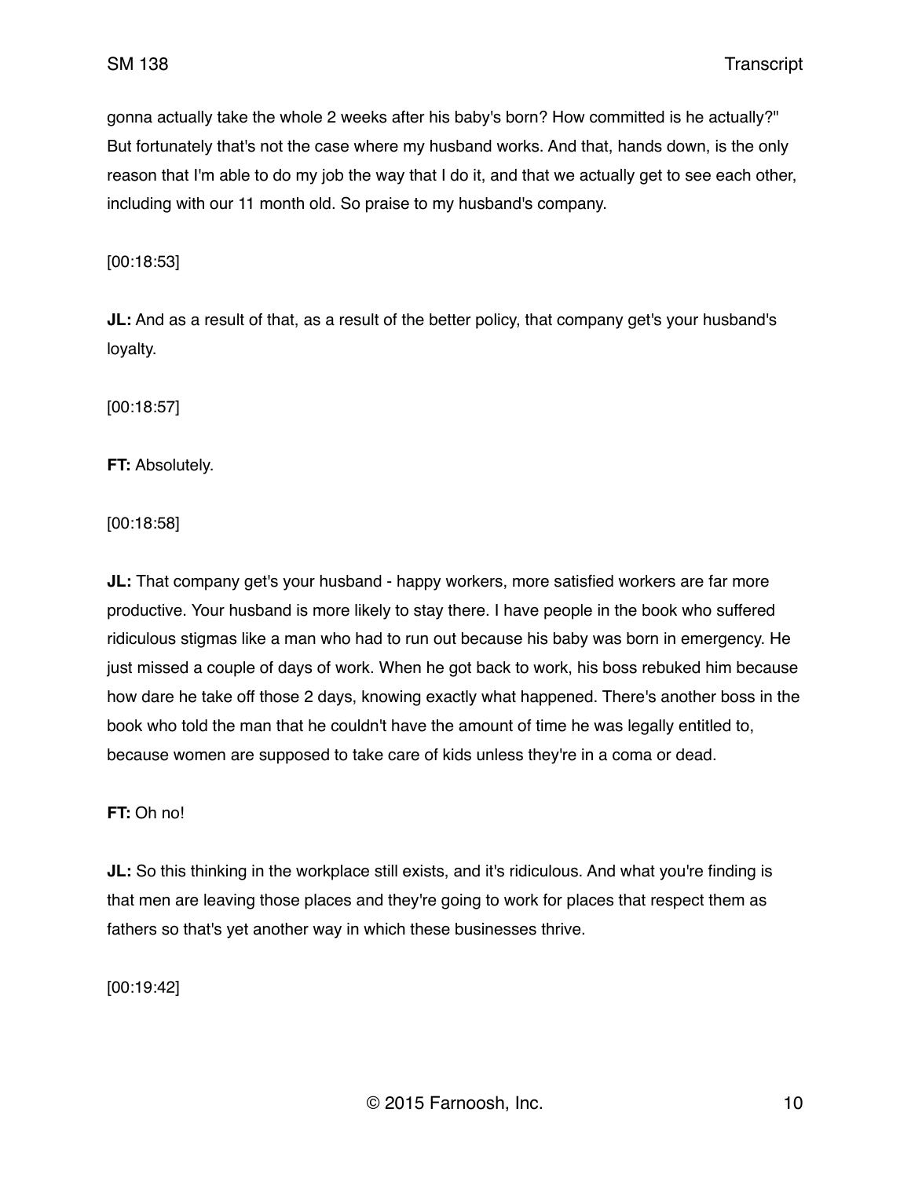gonna actually take the whole 2 weeks after his baby's born? How committed is he actually?" But fortunately that's not the case where my husband works. And that, hands down, is the only reason that I'm able to do my job the way that I do it, and that we actually get to see each other, including with our 11 month old. So praise to my husband's company.

[00:18:53]

**JL:** And as a result of that, as a result of the better policy, that company get's your husband's loyalty.

[00:18:57]

**FT:** Absolutely.

[00:18:58]

**JL:** That company get's your husband - happy workers, more satisfied workers are far more productive. Your husband is more likely to stay there. I have people in the book who suffered ridiculous stigmas like a man who had to run out because his baby was born in emergency. He just missed a couple of days of work. When he got back to work, his boss rebuked him because how dare he take off those 2 days, knowing exactly what happened. There's another boss in the book who told the man that he couldn't have the amount of time he was legally entitled to, because women are supposed to take care of kids unless they're in a coma or dead.

**FT:** Oh no!

**JL:** So this thinking in the workplace still exists, and it's ridiculous. And what you're finding is that men are leaving those places and they're going to work for places that respect them as fathers so that's yet another way in which these businesses thrive.

[00:19:42]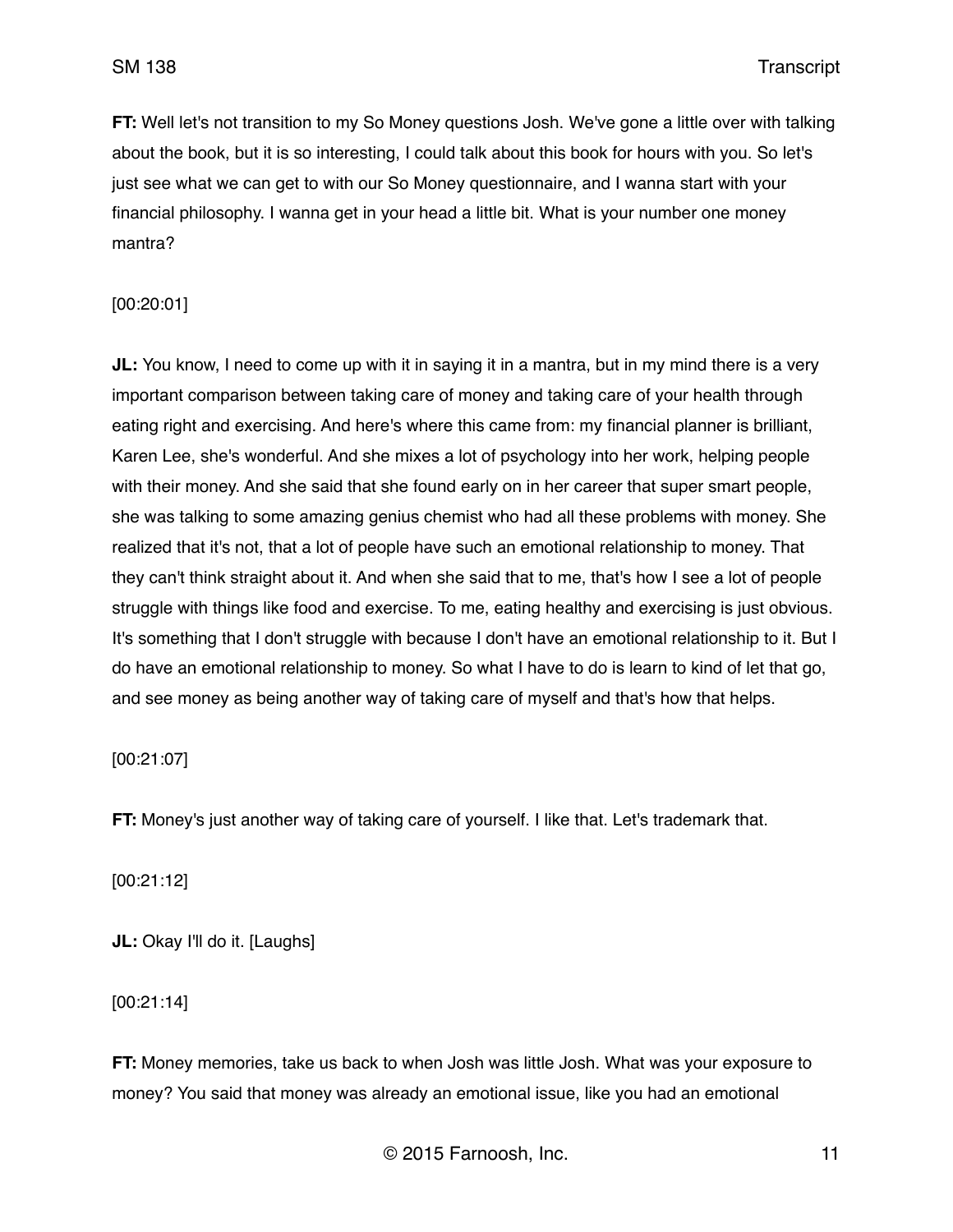**FT:** Well let's not transition to my So Money questions Josh. We've gone a little over with talking about the book, but it is so interesting, I could talk about this book for hours with you. So let's just see what we can get to with our So Money questionnaire, and I wanna start with your financial philosophy. I wanna get in your head a little bit. What is your number one money mantra?

[00:20:01]

**JL:** You know, I need to come up with it in saying it in a mantra, but in my mind there is a very important comparison between taking care of money and taking care of your health through eating right and exercising. And here's where this came from: my financial planner is brilliant, Karen Lee, she's wonderful. And she mixes a lot of psychology into her work, helping people with their money. And she said that she found early on in her career that super smart people, she was talking to some amazing genius chemist who had all these problems with money. She realized that it's not, that a lot of people have such an emotional relationship to money. That they can't think straight about it. And when she said that to me, that's how I see a lot of people struggle with things like food and exercise. To me, eating healthy and exercising is just obvious. It's something that I don't struggle with because I don't have an emotional relationship to it. But I do have an emotional relationship to money. So what I have to do is learn to kind of let that go, and see money as being another way of taking care of myself and that's how that helps.

[00:21:07]

**FT:** Money's just another way of taking care of yourself. I like that. Let's trademark that.

[00:21:12]

**JL:** Okay I'll do it. [Laughs]

[00:21:14]

**FT:** Money memories, take us back to when Josh was little Josh. What was your exposure to money? You said that money was already an emotional issue, like you had an emotional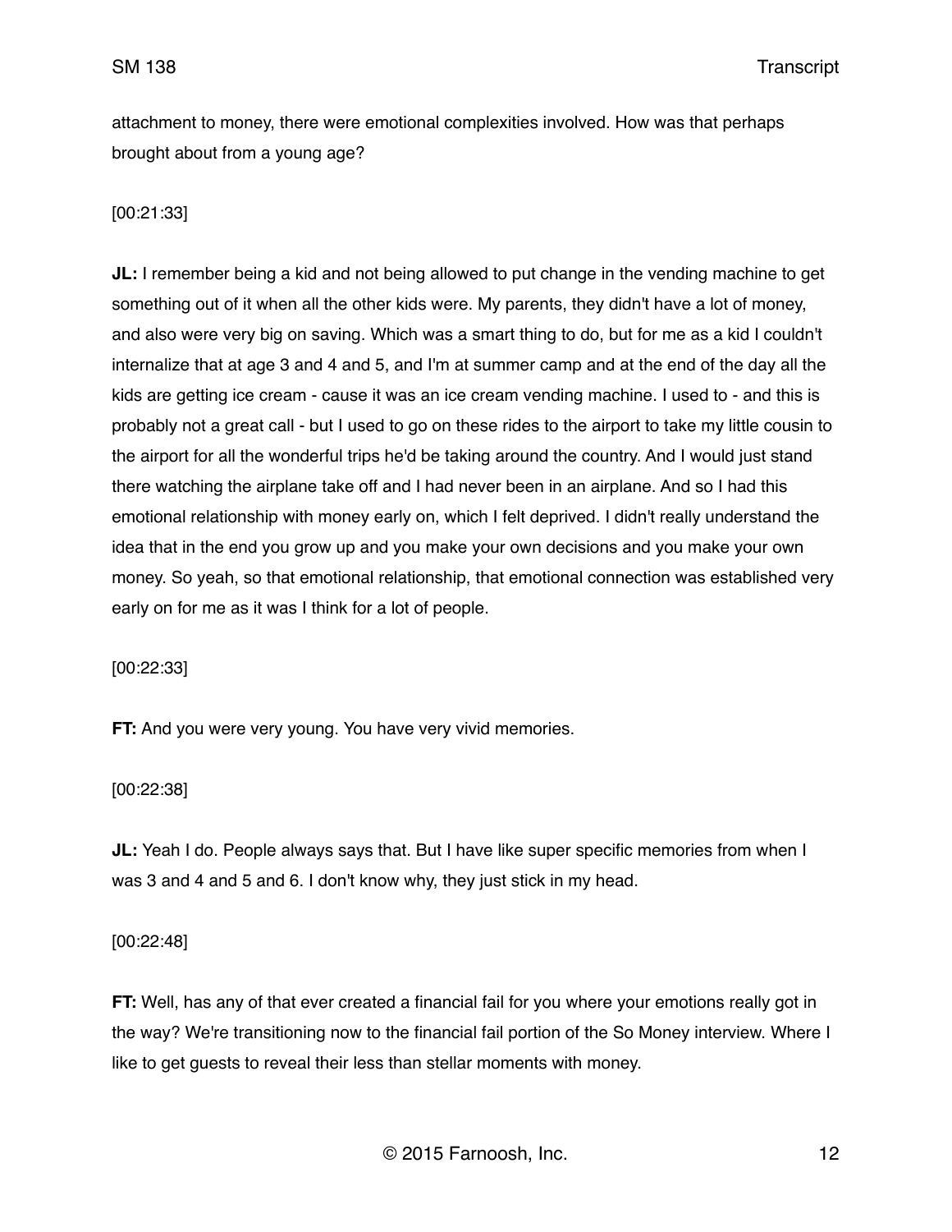attachment to money, there were emotional complexities involved. How was that perhaps brought about from a young age?

[00:21:33]

**JL:** I remember being a kid and not being allowed to put change in the vending machine to get something out of it when all the other kids were. My parents, they didn't have a lot of money, and also were very big on saving. Which was a smart thing to do, but for me as a kid I couldn't internalize that at age 3 and 4 and 5, and I'm at summer camp and at the end of the day all the kids are getting ice cream - cause it was an ice cream vending machine. I used to - and this is probably not a great call - but I used to go on these rides to the airport to take my little cousin to the airport for all the wonderful trips he'd be taking around the country. And I would just stand there watching the airplane take off and I had never been in an airplane. And so I had this emotional relationship with money early on, which I felt deprived. I didn't really understand the idea that in the end you grow up and you make your own decisions and you make your own money. So yeah, so that emotional relationship, that emotional connection was established very early on for me as it was I think for a lot of people.

[00:22:33]

**FT:** And you were very young. You have very vivid memories.

[00:22:38]

**JL:** Yeah I do. People always says that. But I have like super specific memories from when I was 3 and 4 and 5 and 6. I don't know why, they just stick in my head.

[00:22:48]

**FT:** Well, has any of that ever created a financial fail for you where your emotions really got in the way? We're transitioning now to the financial fail portion of the So Money interview. Where I like to get guests to reveal their less than stellar moments with money.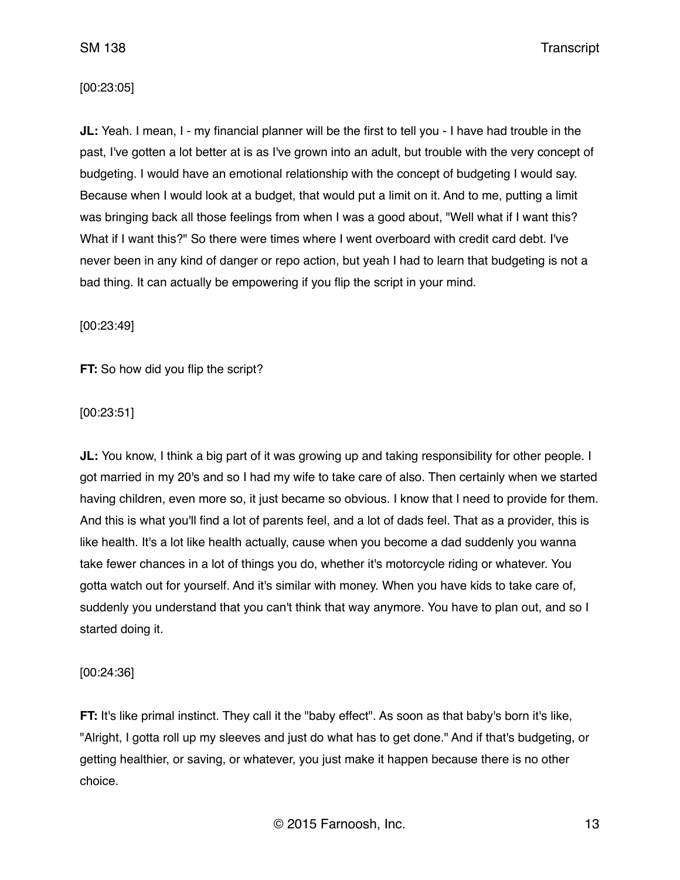[00:23:05]

**JL:** Yeah. I mean, I - my financial planner will be the first to tell you - I have had trouble in the past, I've gotten a lot better at is as I've grown into an adult, but trouble with the very concept of budgeting. I would have an emotional relationship with the concept of budgeting I would say. Because when I would look at a budget, that would put a limit on it. And to me, putting a limit was bringing back all those feelings from when I was a good about, "Well what if I want this? What if I want this?" So there were times where I went overboard with credit card debt. I've never been in any kind of danger or repo action, but yeah I had to learn that budgeting is not a bad thing. It can actually be empowering if you flip the script in your mind.

[00:23:49]

**FT:** So how did you flip the script?

[00:23:51]

**JL:** You know, I think a big part of it was growing up and taking responsibility for other people. I got married in my 20's and so I had my wife to take care of also. Then certainly when we started having children, even more so, it just became so obvious. I know that I need to provide for them. And this is what you'll find a lot of parents feel, and a lot of dads feel. That as a provider, this is like health. It's a lot like health actually, cause when you become a dad suddenly you wanna take fewer chances in a lot of things you do, whether it's motorcycle riding or whatever. You gotta watch out for yourself. And it's similar with money. When you have kids to take care of, suddenly you understand that you can't think that way anymore. You have to plan out, and so I started doing it.

[00:24:36]

**FT:** It's like primal instinct. They call it the "baby effect". As soon as that baby's born it's like, "Alright, I gotta roll up my sleeves and just do what has to get done." And if that's budgeting, or getting healthier, or saving, or whatever, you just make it happen because there is no other choice.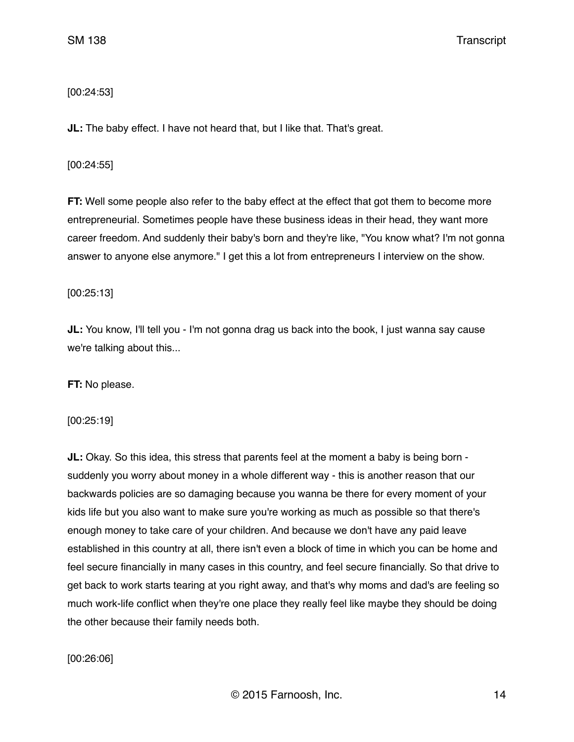[00:24:53]

**JL:** The baby effect. I have not heard that, but I like that. That's great.

[00:24:55]

**FT:** Well some people also refer to the baby effect at the effect that got them to become more entrepreneurial. Sometimes people have these business ideas in their head, they want more career freedom. And suddenly their baby's born and they're like, "You know what? I'm not gonna answer to anyone else anymore." I get this a lot from entrepreneurs I interview on the show.

[00:25:13]

**JL:** You know, I'll tell you - I'm not gonna drag us back into the book, I just wanna say cause we're talking about this...

**FT:** No please.

[00:25:19]

**JL:** Okay. So this idea, this stress that parents feel at the moment a baby is being born - suddenly you worry about money in a whole different way - this is another reason that our backwards policies are so damaging because you wanna be there for every moment of your kids life but you also want to make sure you're working as much as possible so that there's enough money to take care of your children. And because we don't have any paid leave established in this country at all, there isn't even a block of time in which you can be home and feel secure financially in many cases in this country, and feel secure financially. So that drive to get back to work starts tearing at you right away, and that's why moms and dad's are feeling so much work-life conflict when they're one place they really feel like maybe they should be doing the other because their family needs both.

[00:26:06]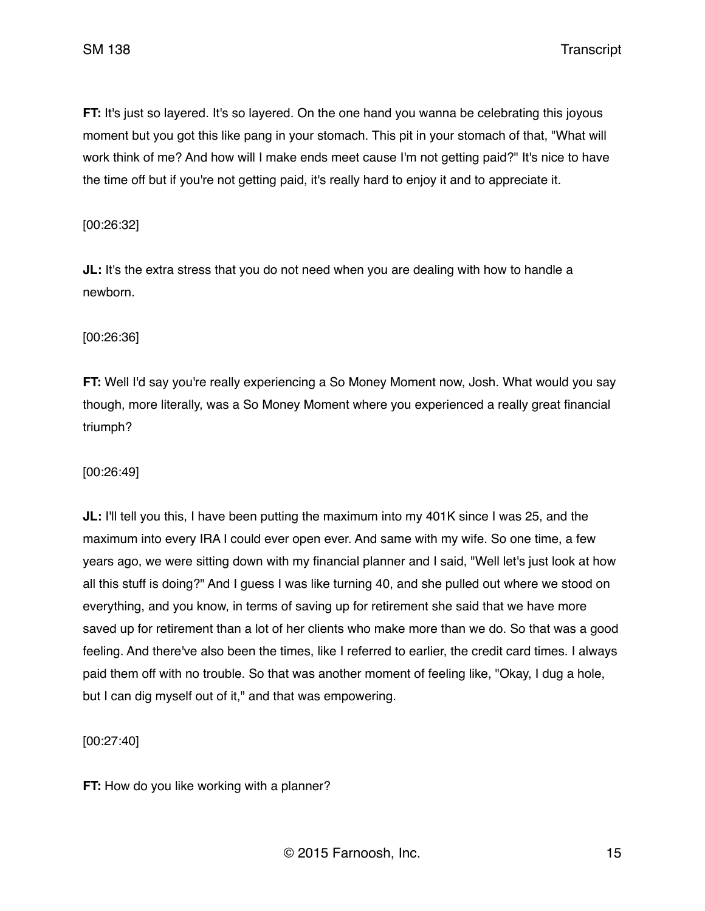**FT:** It's just so layered. It's so layered. On the one hand you wanna be celebrating this joyous moment but you got this like pang in your stomach. This pit in your stomach of that, "What will work think of me? And how will I make ends meet cause I'm not getting paid?" It's nice to have the time off but if you're not getting paid, it's really hard to enjoy it and to appreciate it.

[00:26:32]

**JL:** It's the extra stress that you do not need when you are dealing with how to handle a newborn.

[00:26:36]

**FT:** Well I'd say you're really experiencing a So Money Moment now, Josh. What would you say though, more literally, was a So Money Moment where you experienced a really great financial triumph?

[00:26:49]

**JL:** I'll tell you this, I have been putting the maximum into my 401K since I was 25, and the maximum into every IRA I could ever open ever. And same with my wife. So one time, a few years ago, we were sitting down with my financial planner and I said, "Well let's just look at how all this stuff is doing?" And I guess I was like turning 40, and she pulled out where we stood on everything, and you know, in terms of saving up for retirement she said that we have more saved up for retirement than a lot of her clients who make more than we do. So that was a good feeling. And there've also been the times, like I referred to earlier, the credit card times. I always paid them off with no trouble. So that was another moment of feeling like, "Okay, I dug a hole, but I can dig myself out of it," and that was empowering.

[00:27:40]

**FT:** How do you like working with a planner?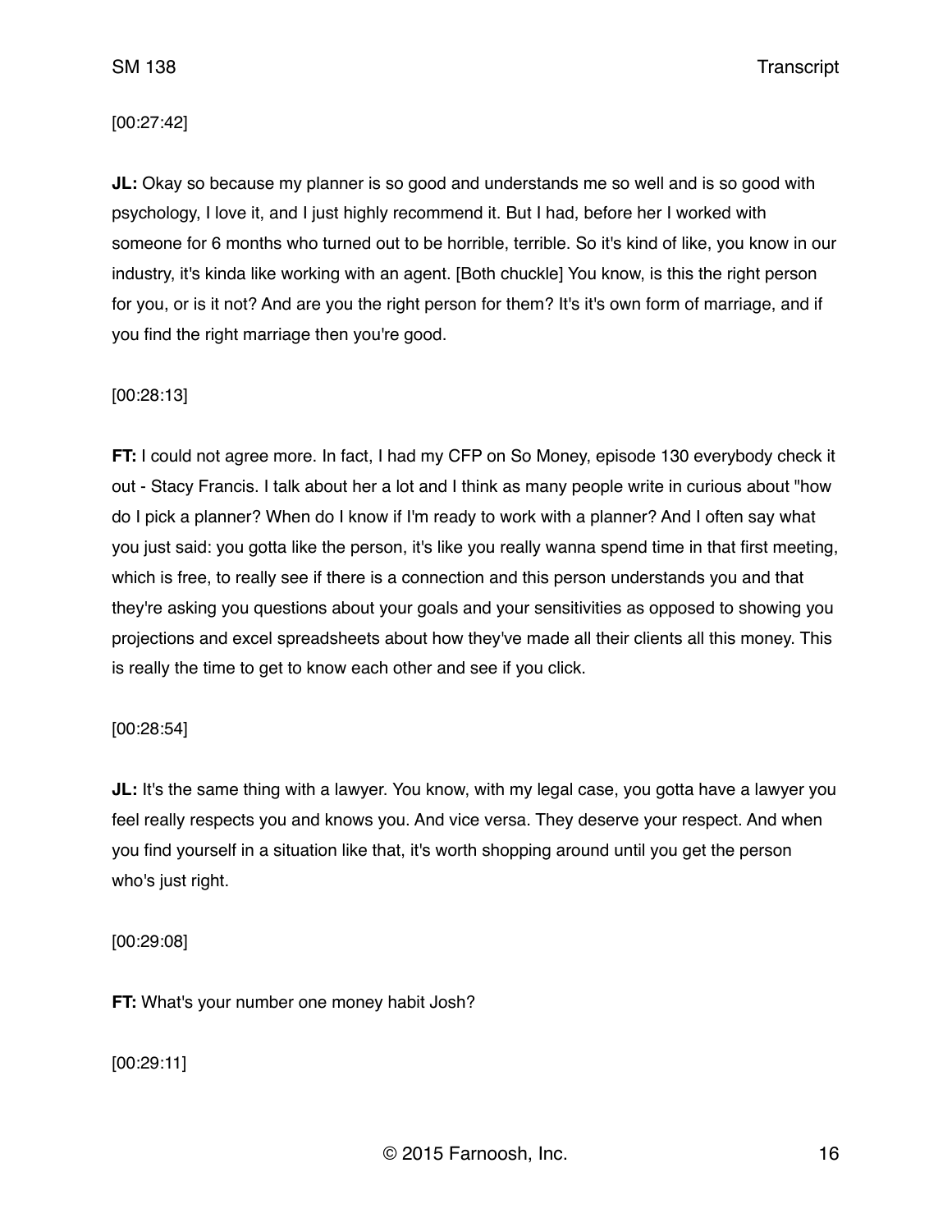[00:27:42]

**JL:** Okay so because my planner is so good and understands me so well and is so good with psychology, I love it, and I just highly recommend it. But I had, before her I worked with someone for 6 months who turned out to be horrible, terrible. So it's kind of like, you know in our industry, it's kinda like working with an agent. [Both chuckle] You know, is this the right person for you, or is it not? And are you the right person for them? It's it's own form of marriage, and if you find the right marriage then you're good.

[00:28:13]

**FT:** I could not agree more. In fact, I had my CFP on So Money, episode 130 everybody check it out - Stacy Francis. I talk about her a lot and I think as many people write in curious about "how do I pick a planner? When do I know if I'm ready to work with a planner? And I often say what you just said: you gotta like the person, it's like you really wanna spend time in that first meeting, which is free, to really see if there is a connection and this person understands you and that they're asking you questions about your goals and your sensitivities as opposed to showing you projections and excel spreadsheets about how they've made all their clients all this money. This is really the time to get to know each other and see if you click.

[00:28:54]

**JL:** It's the same thing with a lawyer. You know, with my legal case, you gotta have a lawyer you feel really respects you and knows you. And vice versa. They deserve your respect. And when you find yourself in a situation like that, it's worth shopping around until you get the person who's just right.

[00:29:08]

**FT:** What's your number one money habit Josh?

[00:29:11]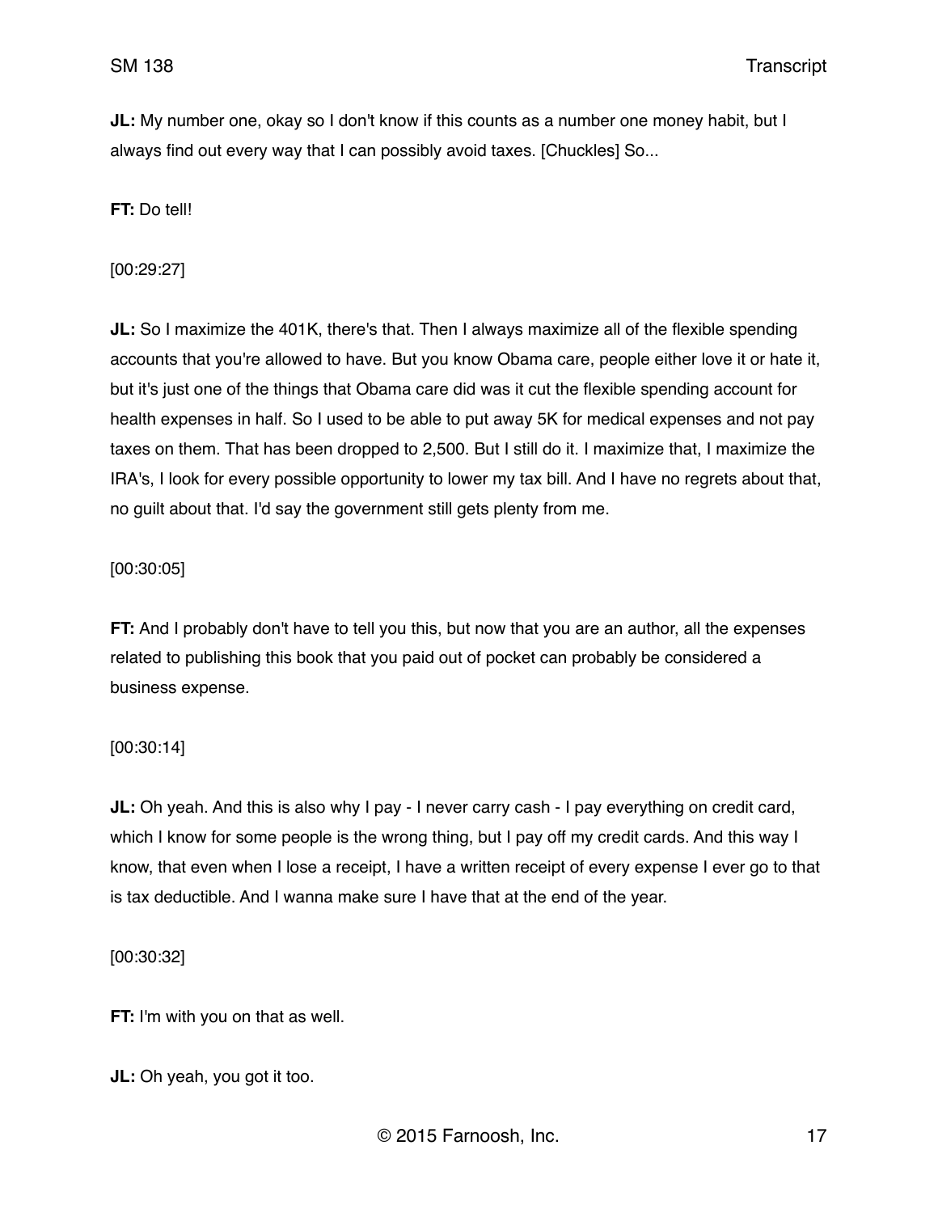**JL:** My number one, okay so I don't know if this counts as a number one money habit, but I always find out every way that I can possibly avoid taxes. [Chuckles] So...

**FT:** Do tell!

[00:29:27]

**JL:** So I maximize the 401K, there's that. Then I always maximize all of the flexible spending accounts that you're allowed to have. But you know Obama care, people either love it or hate it, but it's just one of the things that Obama care did was it cut the flexible spending account for health expenses in half. So I used to be able to put away 5K for medical expenses and not pay taxes on them. That has been dropped to 2,500. But I still do it. I maximize that, I maximize the IRA's, I look for every possible opportunity to lower my tax bill. And I have no regrets about that, no guilt about that. I'd say the government still gets plenty from me.

[00:30:05]

**FT:** And I probably don't have to tell you this, but now that you are an author, all the expenses related to publishing this book that you paid out of pocket can probably be considered a business expense.

[00:30:14]

**JL:** Oh yeah. And this is also why I pay - I never carry cash - I pay everything on credit card, which I know for some people is the wrong thing, but I pay off my credit cards. And this way I know, that even when I lose a receipt, I have a written receipt of every expense I ever go to that is tax deductible. And I wanna make sure I have that at the end of the year.

[00:30:32]

**FT:** I'm with you on that as well.

**JL:** Oh yeah, you got it too.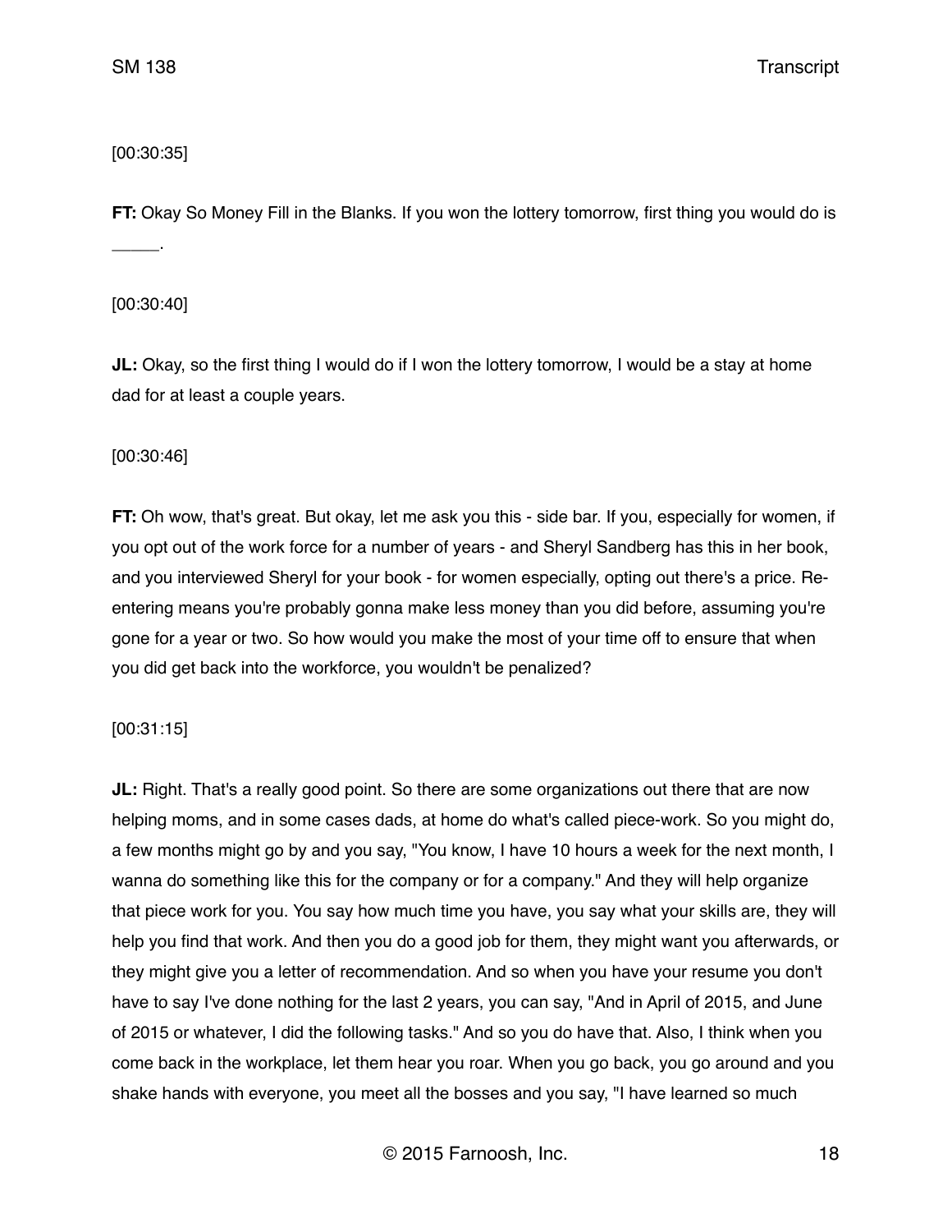[00:30:35]

**FT:** Okay So Money Fill in the Blanks. If you won the lottery tomorrow, first thing you would do is _____.

[00:30:40]

**JL:** Okay, so the first thing I would do if I won the lottery tomorrow, I would be a stay at home dad for at least a couple years.

[00:30:46]

**FT:** Oh wow, that's great. But okay, let me ask you this - side bar. If you, especially for women, if you opt out of the work force for a number of years - and Sheryl Sandberg has this in her book, and you interviewed Sheryl for your book - for women especially, opting out there's a price. Re-entering means you're probably gonna make less money than you did before, assuming you're gone for a year or two. So how would you make the most of your time off to ensure that when you did get back into the workforce, you wouldn't be penalized?

[00:31:15]

**JL:** Right. That's a really good point. So there are some organizations out there that are now helping moms, and in some cases dads, at home do what's called piece-work. So you might do, a few months might go by and you say, "You know, I have 10 hours a week for the next month, I wanna do something like this for the company or for a company." And they will help organize that piece work for you. You say how much time you have, you say what your skills are, they will help you find that work. And then you do a good job for them, they might want you afterwards, or they might give you a letter of recommendation. And so when you have your resume you don't have to say I've done nothing for the last 2 years, you can say, "And in April of 2015, and June of 2015 or whatever, I did the following tasks." And so you do have that. Also, I think when you come back in the workplace, let them hear you roar. When you go back, you go around and you shake hands with everyone, you meet all the bosses and you say, "I have learned so much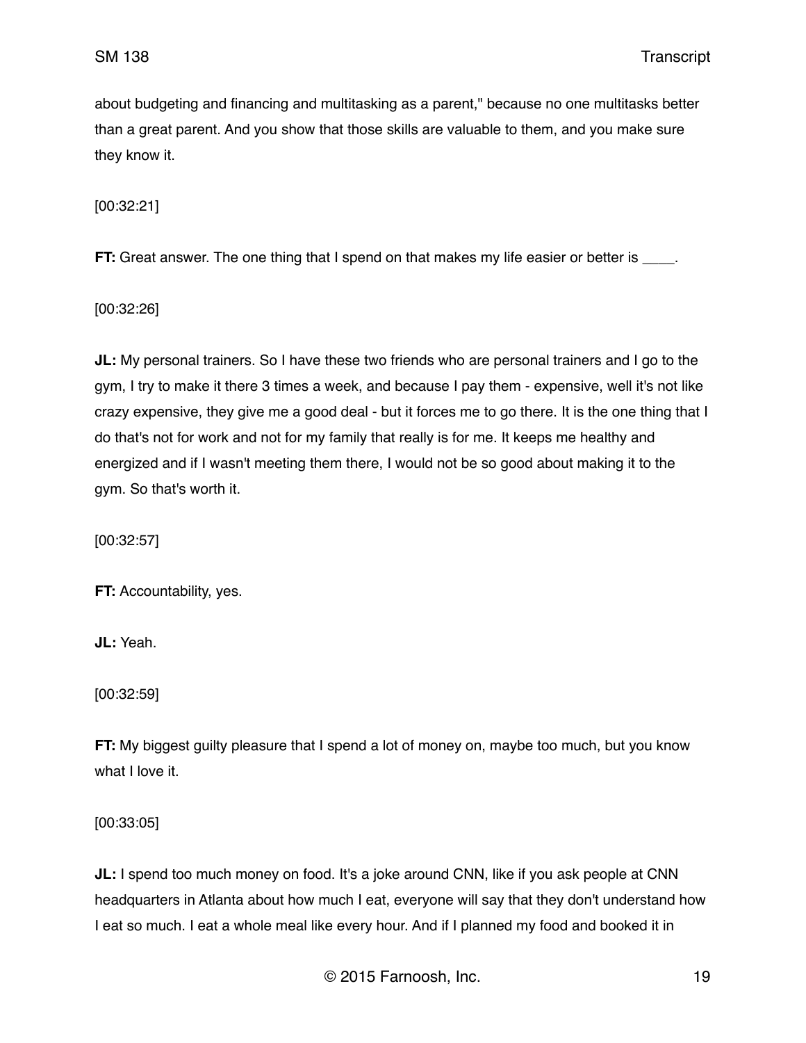about budgeting and financing and multitasking as a parent," because no one multitasks better than a great parent. And you show that those skills are valuable to them, and you make sure they know it.

[00:32:21]

**FT:** Great answer. The one thing that I spend on that makes my life easier or better is ____.

[00:32:26]

**JL:** My personal trainers. So I have these two friends who are personal trainers and I go to the gym, I try to make it there 3 times a week, and because I pay them - expensive, well it's not like crazy expensive, they give me a good deal - but it forces me to go there. It is the one thing that I do that's not for work and not for my family that really is for me. It keeps me healthy and energized and if I wasn't meeting them there, I would not be so good about making it to the gym. So that's worth it.

[00:32:57]

**FT:** Accountability, yes.

**JL:** Yeah.

[00:32:59]

**FT:** My biggest guilty pleasure that I spend a lot of money on, maybe too much, but you know what I love it.

[00:33:05]

**JL:** I spend too much money on food. It's a joke around CNN, like if you ask people at CNN headquarters in Atlanta about how much I eat, everyone will say that they don't understand how I eat so much. I eat a whole meal like every hour. And if I planned my food and booked it in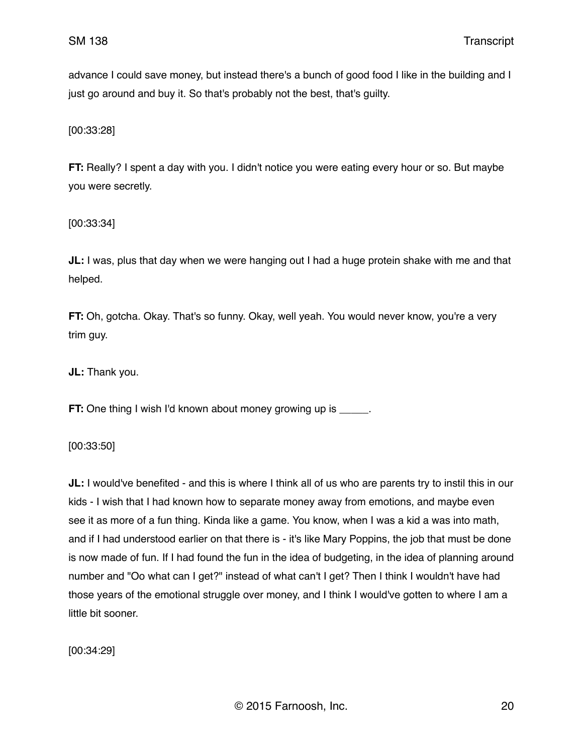advance I could save money, but instead there's a bunch of good food I like in the building and I just go around and buy it. So that's probably not the best, that's guilty.

[00:33:28]

**FT:** Really? I spent a day with you. I didn't notice you were eating every hour or so. But maybe you were secretly.

[00:33:34]

**JL:** I was, plus that day when we were hanging out I had a huge protein shake with me and that helped.

**FT:** Oh, gotcha. Okay. That's so funny. Okay, well yeah. You would never know, you're a very trim guy.

**JL:** Thank you.

**FT:** One thing I wish I'd known about money growing up is _____.

[00:33:50]

**JL:** I would've benefited - and this is where I think all of us who are parents try to instil this in our kids - I wish that I had known how to separate money away from emotions, and maybe even see it as more of a fun thing. Kinda like a game. You know, when I was a kid a was into math, and if I had understood earlier on that there is - it's like Mary Poppins, the job that must be done is now made of fun. If I had found the fun in the idea of budgeting, in the idea of planning around number and "Oo what can I get?" instead of what can't I get? Then I think I wouldn't have had those years of the emotional struggle over money, and I think I would've gotten to where I am a little bit sooner.

[00:34:29]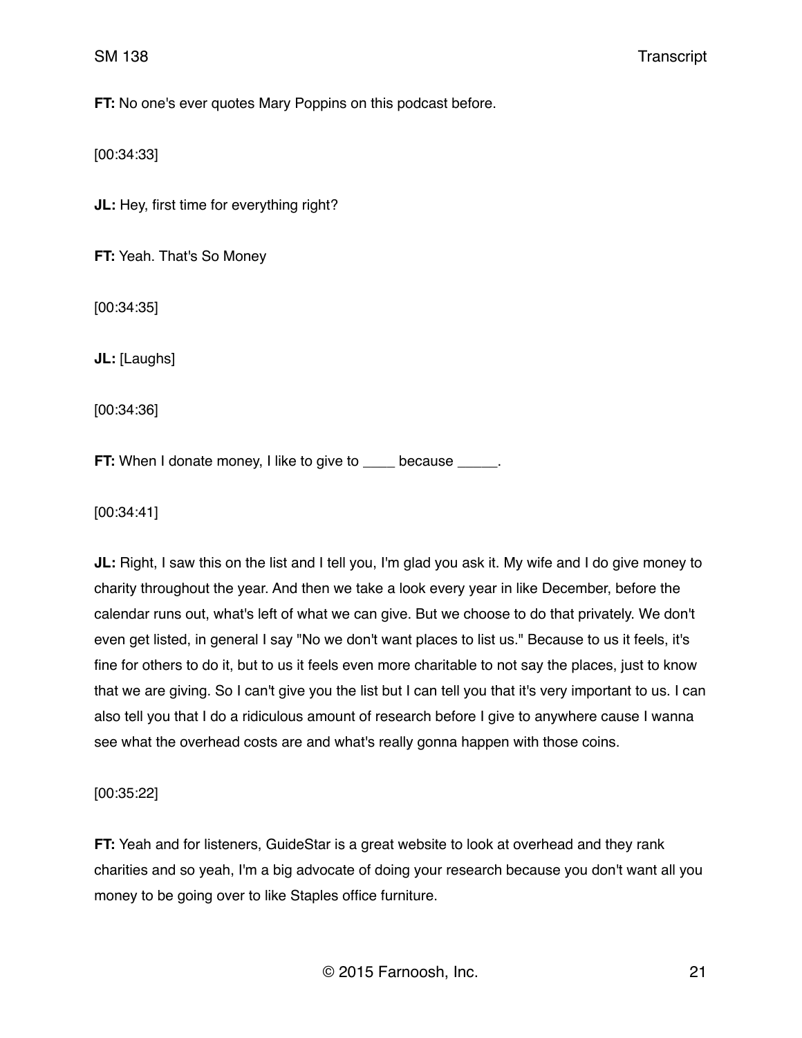**FT:** No one's ever quotes Mary Poppins on this podcast before.

[00:34:33]

**JL:** Hey, first time for everything right?

**FT:** Yeah. That's So Money

[00:34:35]

**JL:** [Laughs]

[00:34:36]

**FT:** When I donate money, I like to give to ____ because _____.

[00:34:41]

**JL:** Right, I saw this on the list and I tell you, I'm glad you ask it. My wife and I do give money to charity throughout the year. And then we take a look every year in like December, before the calendar runs out, what's left of what we can give. But we choose to do that privately. We don't even get listed, in general I say "No we don't want places to list us." Because to us it feels, it's fine for others to do it, but to us it feels even more charitable to not say the places, just to know that we are giving. So I can't give you the list but I can tell you that it's very important to us. I can also tell you that I do a ridiculous amount of research before I give to anywhere cause I wanna see what the overhead costs are and what's really gonna happen with those coins.

[00:35:22]

**FT:** Yeah and for listeners, GuideStar is a great website to look at overhead and they rank charities and so yeah, I'm a big advocate of doing your research because you don't want all you money to be going over to like Staples office furniture.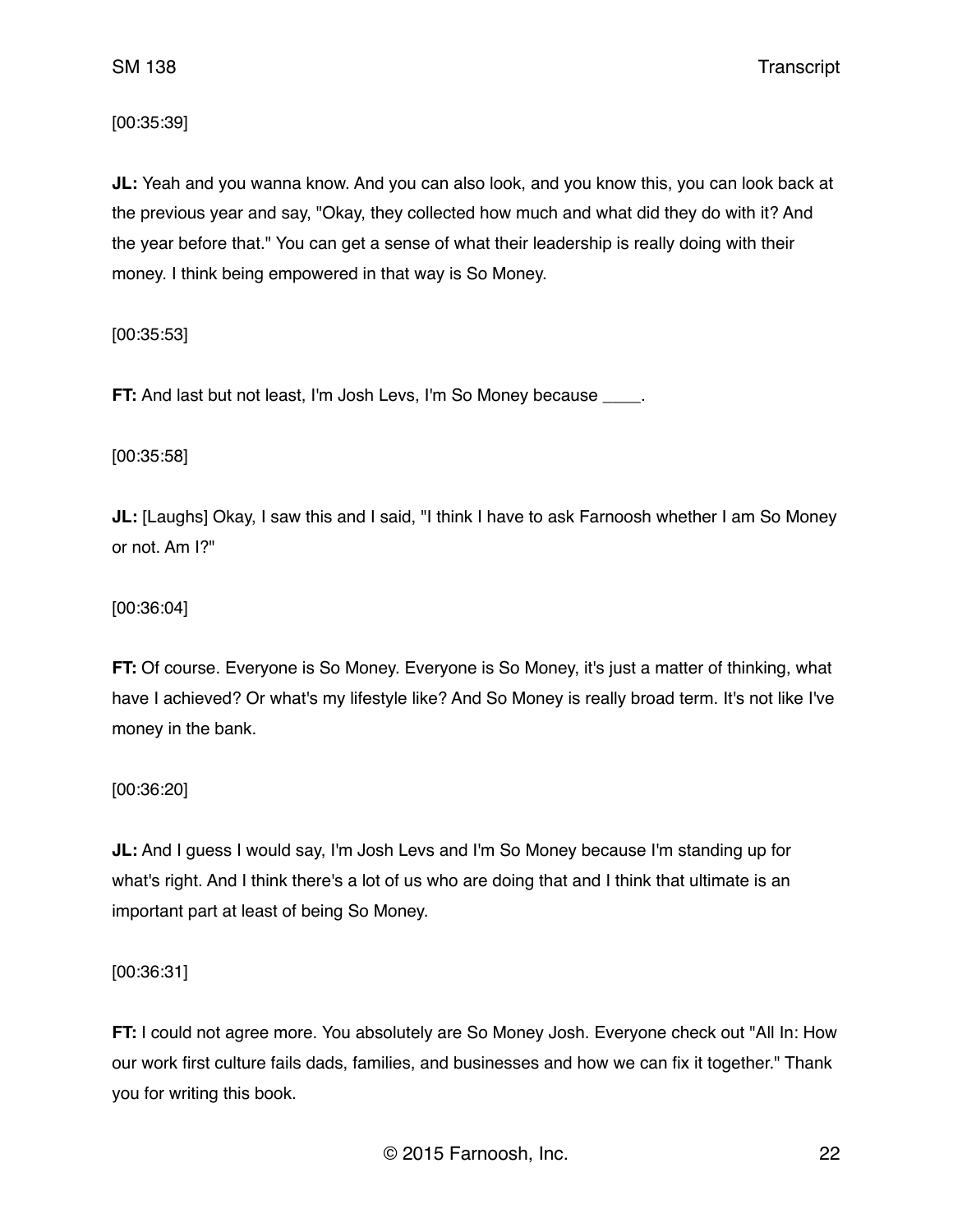[00:35:39]

**JL:** Yeah and you wanna know. And you can also look, and you know this, you can look back at the previous year and say, "Okay, they collected how much and what did they do with it? And the year before that." You can get a sense of what their leadership is really doing with their money. I think being empowered in that way is So Money.

[00:35:53]

**FT:** And last but not least, I'm Josh Levs, I'm So Money because ____.

[00:35:58]

**JL:** [Laughs] Okay, I saw this and I said, "I think I have to ask Farnoosh whether I am So Money or not. Am I?"

[00:36:04]

**FT:** Of course. Everyone is So Money. Everyone is So Money, it's just a matter of thinking, what have I achieved? Or what's my lifestyle like? And So Money is really broad term. It's not like I've money in the bank.

[00:36:20]

**JL:** And I guess I would say, I'm Josh Levs and I'm So Money because I'm standing up for what's right. And I think there's a lot of us who are doing that and I think that ultimate is an important part at least of being So Money.

[00:36:31]

**FT:** I could not agree more. You absolutely are So Money Josh. Everyone check out "All In: How our work first culture fails dads, families, and businesses and how we can fix it together." Thank you for writing this book.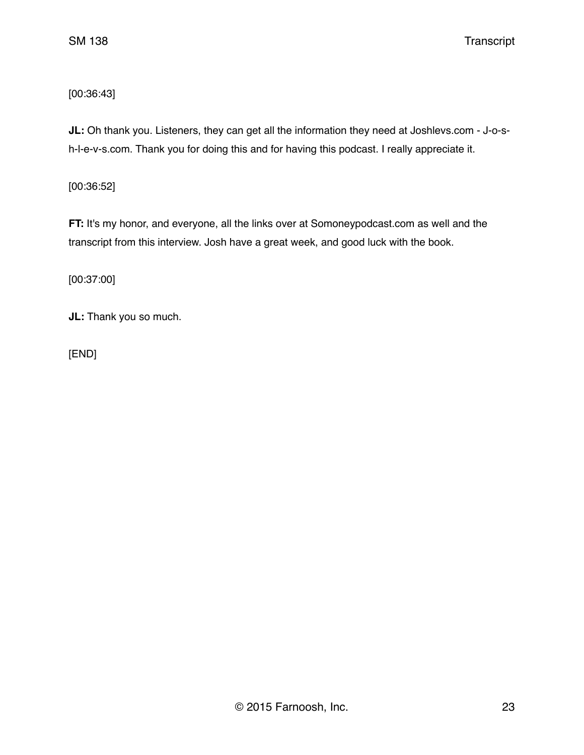[00:36:43]

**JL:** Oh thank you. Listeners, they can get all the information they need at Joshlevs.com - J-o-s-h-l-e-v-s.com. Thank you for doing this and for having this podcast. I really appreciate it.

[00:36:52]

**FT:** It's my honor, and everyone, all the links over at Somoneypodcast.com as well and the transcript from this interview. Josh have a great week, and good luck with the book.

[00:37:00]

**JL:** Thank you so much.

[END]